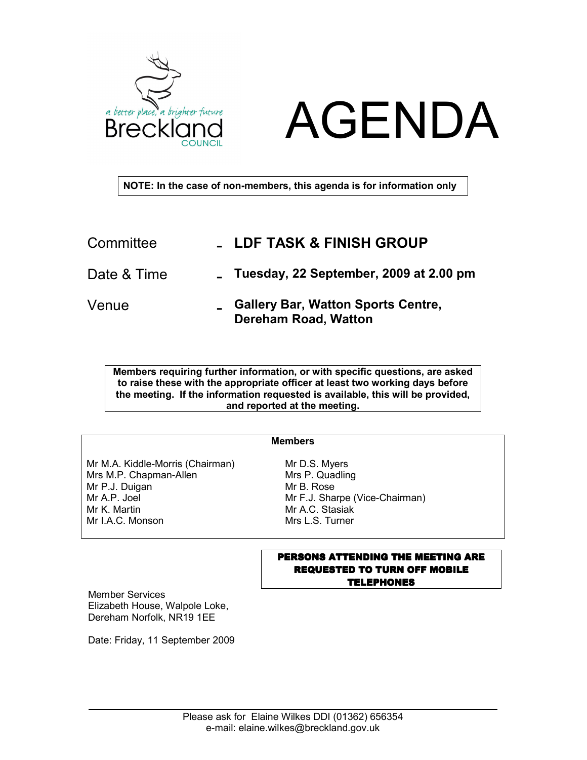a better place, a brighter future
Breckland
COUNCIL

# AGENDA

**NOTE: In the case of non-members, this agenda is for information only**

| | | |
|---|---|---|
| Committee | - | **LDF TASK & FINISH GROUP** |
| Date & Time | - | **Tuesday, 22 September, 2009 at 2.00 pm** |
| Venue | - | **Gallery Bar, Watton Sports Centre, Dereham Road, Watton** |

**Members requiring further information, or with specific questions, are asked to raise these with the appropriate officer at least two working days before the meeting. If the information requested is available, this will be provided, and reported at the meeting.**

**Members**

| | |
|---|---|
| Mr M.A. Kiddle-Morris (Chairman) | Mr D.S. Myers |
| Mrs M.P. Chapman-Allen | Mrs P. Quadling |
| Mr P.J. Duigan | Mr B. Rose |
| Mr A.P. Joel | Mr F.J. Sharpe (Vice-Chairman) |
| Mr K. Martin | Mr A.C. Stasiak |
| Mr I.A.C. Monson | Mrs L.S. Turner |

**PERSONS ATTENDING THE MEETING ARE REQUESTED TO TURN OFF MOBILE TELEPHONES**

Member Services
Elizabeth House, Walpole Loke,
Dereham Norfolk, NR19 1EE

Date: Friday, 11 September 2009

Please ask for Elaine Wilkes DDI (01362) 656354
e-mail: elaine.wilkes@breckland.gov.uk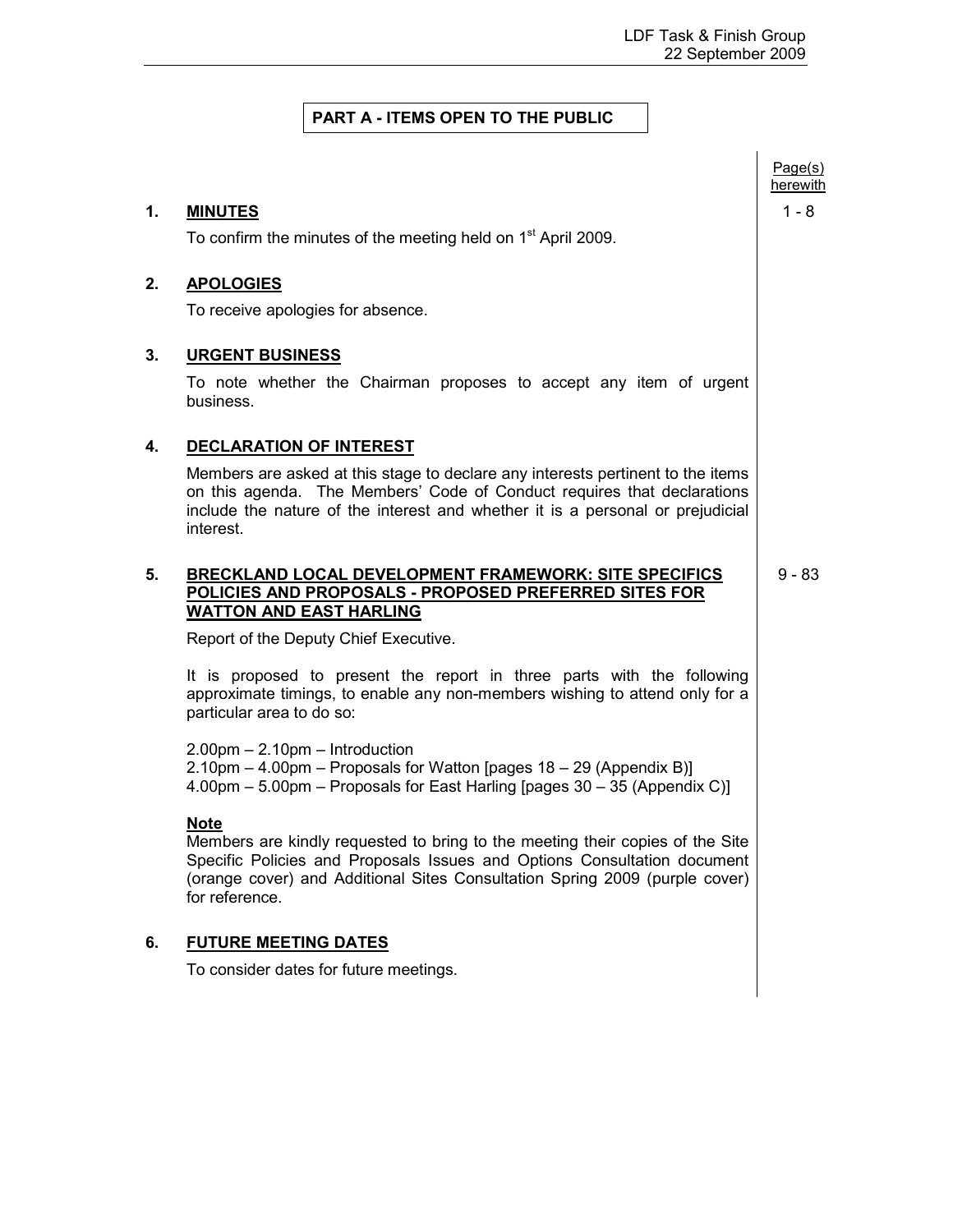**PART A - ITEMS OPEN TO THE PUBLIC**

| | | Page(s) herewith |
|---|---|---|
| **1.** | **MINUTES**<br>To confirm the minutes of the meeting held on 1st April 2009. | 1 - 8 |
| **2.** | **APOLOGIES**<br>To receive apologies for absence. | |
| **3.** | **URGENT BUSINESS**<br>To note whether the Chairman proposes to accept any item of urgent business. | |
| **4.** | **DECLARATION OF INTEREST**<br>Members are asked at this stage to declare any interests pertinent to the items on this agenda. The Members' Code of Conduct requires that declarations include the nature of the interest and whether it is a personal or prejudicial interest. | |
| **5.** | **BRECKLAND LOCAL DEVELOPMENT FRAMEWORK: SITE SPECIFICS POLICIES AND PROPOSALS - PROPOSED PREFERRED SITES FOR WATTON AND EAST HARLING**<br>Report of the Deputy Chief Executive.<br>It is proposed to present the report in three parts with the following approximate timings, to enable any non-members wishing to attend only for a particular area to do so:<br>2.00pm – 2.10pm – Introduction<br>2.10pm – 4.00pm – Proposals for Watton [pages 18 – 29 (Appendix B)]<br>4.00pm – 5.00pm – Proposals for East Harling [pages 30 – 35 (Appendix C)]<br>**Note**<br>Members are kindly requested to bring to the meeting their copies of the Site Specific Policies and Proposals Issues and Options Consultation document (orange cover) and Additional Sites Consultation Spring 2009 (purple cover) for reference. | 9 - 83 |
| **6.** | **FUTURE MEETING DATES**<br>To consider dates for future meetings. | |